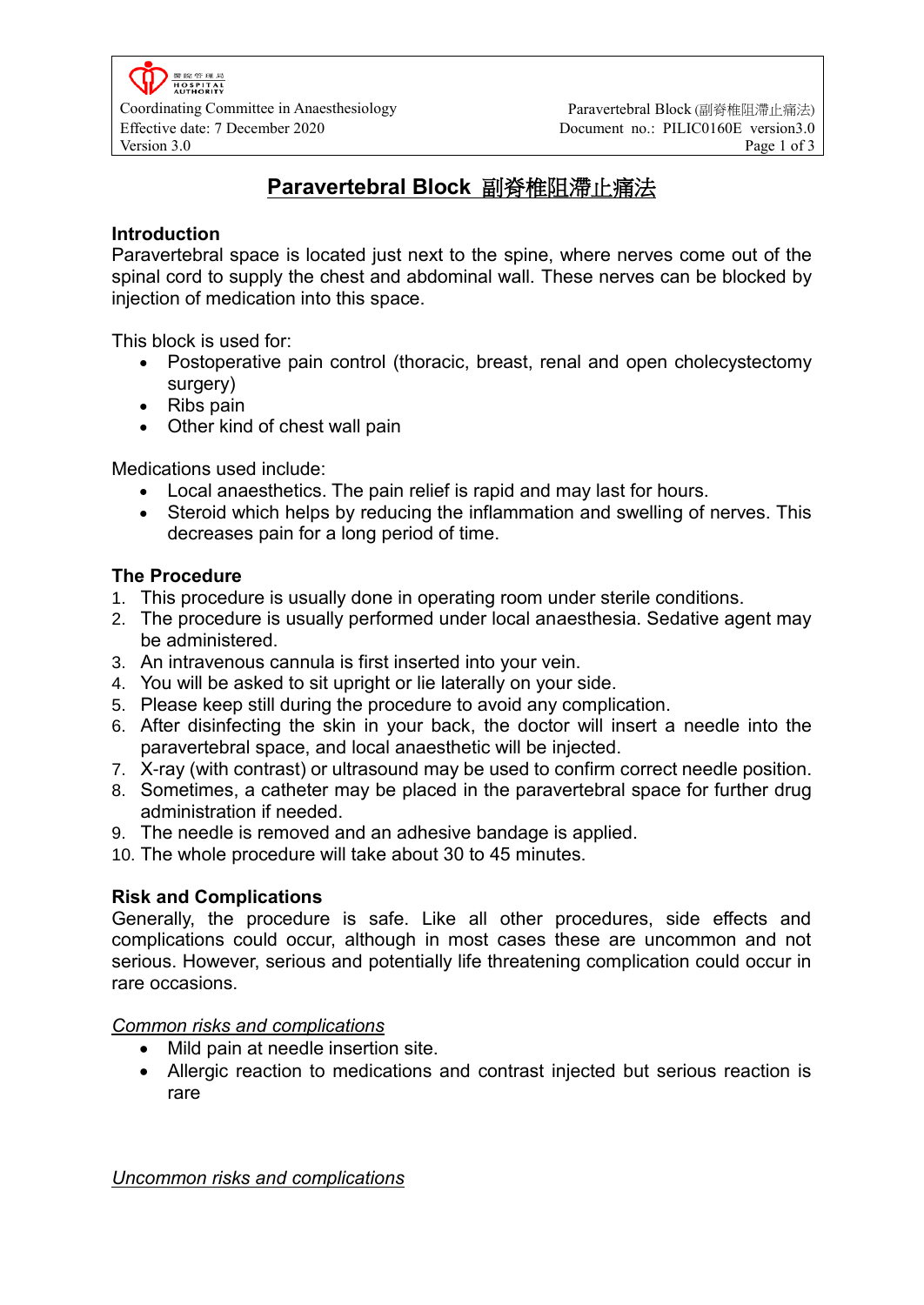# Paravertebral Block 副脊椎阻滯止痛法

## Introduction

Paravertebral space is located just next to the spine, where nerves come out of the spinal cord to supply the chest and abdominal wall. These nerves can be blocked by injection of medication into this space.

This block is used for:

- Postoperative pain control (thoracic, breast, renal and open cholecystectomy surgery)
- Ribs pain
- Other kind of chest wall pain

Medications used include:

- Local anaesthetics. The pain relief is rapid and may last for hours.
- Steroid which helps by reducing the inflammation and swelling of nerves. This decreases pain for a long period of time.

## The Procedure

1. This procedure is usually done in operating room under sterile conditions.
2. The procedure is usually performed under local anaesthesia. Sedative agent may be administered.
3. An intravenous cannula is first inserted into your vein.
4. You will be asked to sit upright or lie laterally on your side.
5. Please keep still during the procedure to avoid any complication.
6. After disinfecting the skin in your back, the doctor will insert a needle into the paravertebral space, and local anaesthetic will be injected.
7. X-ray (with contrast) or ultrasound may be used to confirm correct needle position.
8. Sometimes, a catheter may be placed in the paravertebral space for further drug administration if needed.
9. The needle is removed and an adhesive bandage is applied.
10. The whole procedure will take about 30 to 45 minutes.

## Risk and Complications

Generally, the procedure is safe. Like all other procedures, side effects and complications could occur, although in most cases these are uncommon and not serious. However, serious and potentially life threatening complication could occur in rare occasions.

*Common risks and complications*

- Mild pain at needle insertion site.
- Allergic reaction to medications and contrast injected but serious reaction is rare

*Uncommon risks and complications*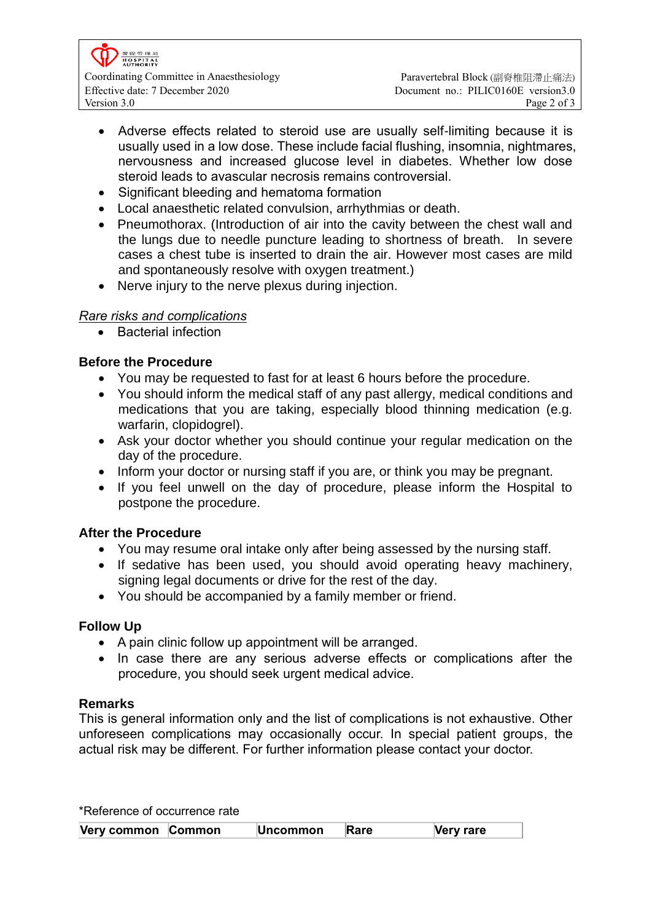- Adverse effects related to steroid use are usually self-limiting because it is usually used in a low dose. These include facial flushing, insomnia, nightmares, nervousness and increased glucose level in diabetes. Whether low dose steroid leads to avascular necrosis remains controversial.
- Significant bleeding and hematoma formation
- Local anaesthetic related convulsion, arrhythmias or death.
- Pneumothorax. (Introduction of air into the cavity between the chest wall and the lungs due to needle puncture leading to shortness of breath. In severe cases a chest tube is inserted to drain the air. However most cases are mild and spontaneously resolve with oxygen treatment.)
- Nerve injury to the nerve plexus during injection.

*Rare risks and complications*

- Bacterial infection

**Before the Procedure**

- You may be requested to fast for at least 6 hours before the procedure.
- You should inform the medical staff of any past allergy, medical conditions and medications that you are taking, especially blood thinning medication (e.g. warfarin, clopidogrel).
- Ask your doctor whether you should continue your regular medication on the day of the procedure.
- Inform your doctor or nursing staff if you are, or think you may be pregnant.
- If you feel unwell on the day of procedure, please inform the Hospital to postpone the procedure.

**After the Procedure**

- You may resume oral intake only after being assessed by the nursing staff.
- If sedative has been used, you should avoid operating heavy machinery, signing legal documents or drive for the rest of the day.
- You should be accompanied by a family member or friend.

**Follow Up**

- A pain clinic follow up appointment will be arranged.
- In case there are any serious adverse effects or complications after the procedure, you should seek urgent medical advice.

**Remarks**

This is general information only and the list of complications is not exhaustive. Other unforeseen complications may occasionally occur. In special patient groups, the actual risk may be different. For further information please contact your doctor.

*Reference of occurrence rate

| Very common | Common | Uncommon | Rare | Very rare |
|---|---|---|---|---|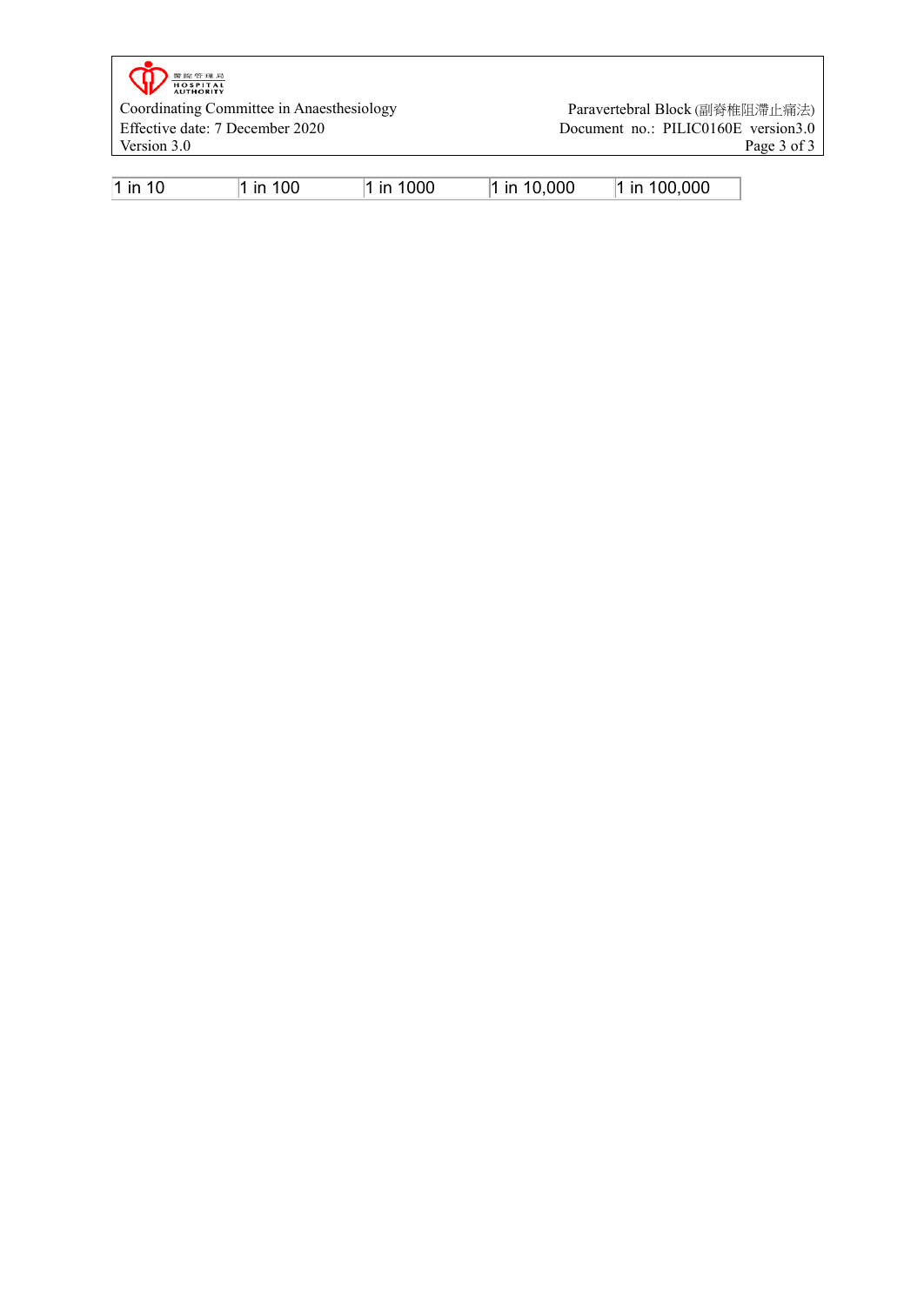| | | | | |
|---|---|---|---|---|
| 1 in 10 | 1 in 100 | 1 in 1000 | 1 in 10,000 | 1 in 100,000 |